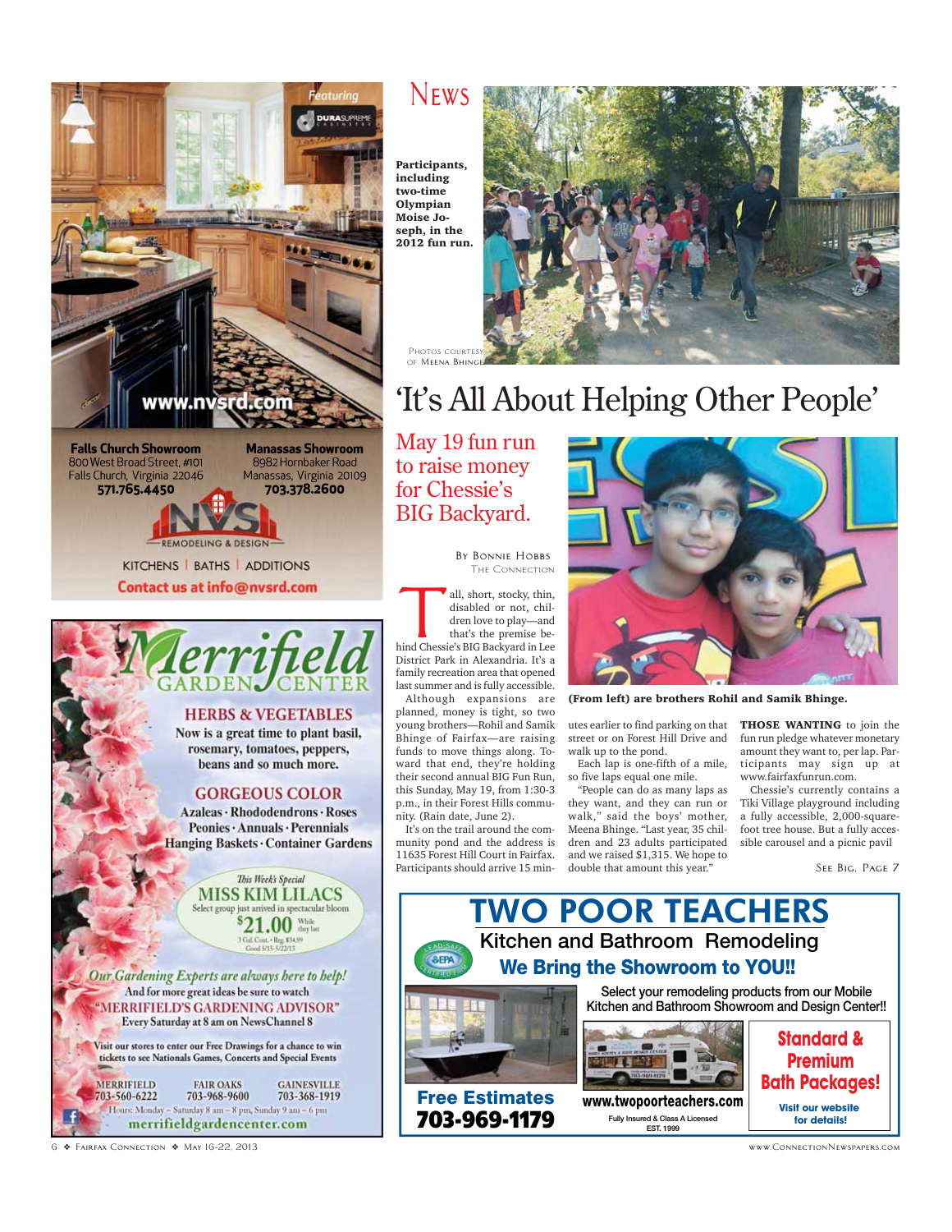# News

**Participants, including two-time Olympian Moise Joseph, in the 2012 fun run.**

Photos courtesy of Meena Bhinge

# 'It's All About Helping Other People'

## May 19 fun run to raise money for Chessie's BIG Backyard.

By Bonnie Hobbs
The Connection

Tall, short, stocky, thin, disabled or not, children love to play—and that's the premise behind Chessie's BIG Backyard in Lee District Park in Alexandria. It's a family recreation area that opened last summer and is fully accessible.

Although expansions are planned, money is tight, so two young brothers—Rohil and Samik Bhinge of Fairfax—are raising funds to move things along. Toward that end, they're holding their second annual BIG Fun Run, this Sunday, May 19, from 1:30-3 p.m., in their Forest Hills community. (Rain date, June 2).

It's on the trail around the community pond and the address is 11635 Forest Hill Court in Fairfax. Participants should arrive 15 minutes earlier to find parking on that street or on Forest Hill Drive and walk up to the pond.

Each lap is one-fifth of a mile, so five laps equal one mile.

"People can do as many laps as they want, and they can run or walk," said the boys' mother, Meena Bhinge. "Last year, 35 children and 23 adults participated and we raised $1,315. We hope to double that amount this year."

**(From left) are brothers Rohil and Samik Bhinge.**

**THOSE WANTING** to join the fun run pledge whatever monetary amount they want to, per lap. Participants may sign up at www.fairfaxfunrun.com.

Chessie's currently contains a Tiki Village playground including a fully accessible, 2,000-square-foot tree house. But a fully accessible carousel and a picnic pavil

See Big, Page 7

---

Featuring DURASUPREME CABINETRY

www.nvsrd.com

**Falls Church Showroom**
800 West Broad Street, #101
Falls Church, Virginia 22046
**571.765.4450**

**Manassas Showroom**
8982 Hornbaker Road
Manassas, Virginia 20109
**703.378.2600**

NVS REMODELING & DESIGN

KITCHENS | BATHS | ADDITIONS

**Contact us at info@nvsrd.com**

---

# Merrifield GARDEN CENTER

## HERBS & VEGETABLES

Now is a great time to plant basil, rosemary, tomatoes, peppers, beans and so much more.

## GORGEOUS COLOR

Azaleas · Rhododendrons · Roses
Peonies · Annuals · Perennials
Hanging Baskets · Container Gardens

*This Week's Special*
**MISS KIM LILACS**
Select group just arrived in spectacular bloom
**$21.00** While they last
3 Gal. Cont. • Reg. $34.99
Good 5/15-5/22/13

*Our Gardening Experts are always here to help!*
And for more great ideas be sure to watch
"MERRIFIELD'S GARDENING ADVISOR"
Every Saturday at 8 am on NewsChannel 8

Visit our stores to enter our Free Drawings for a chance to win tickets to see Nationals Games, Concerts and Special Events

| MERRIFIELD | FAIR OAKS | GAINESVILLE |
|---|---|---|
| 703-560-6222 | 703-968-9600 | 703-368-1919 |

Hours: Monday – Saturday 8 am – 8 pm, Sunday 9 am – 6 pm
merrifieldgardencenter.com

---

# TWO POOR TEACHERS

## Kitchen and Bathroom Remodeling

### We Bring the Showroom to YOU!!

Lead-Safe EPA Certified Firm

Select your remodeling products from our Mobile Kitchen and Bathroom Showroom and Design Center!!

**Free Estimates**
**703-969-1179**

**www.twopoorteachers.com**
Fully Insured & Class A Licensed
EST. 1999

**Standard & Premium Bath Packages!**
Visit our website for details!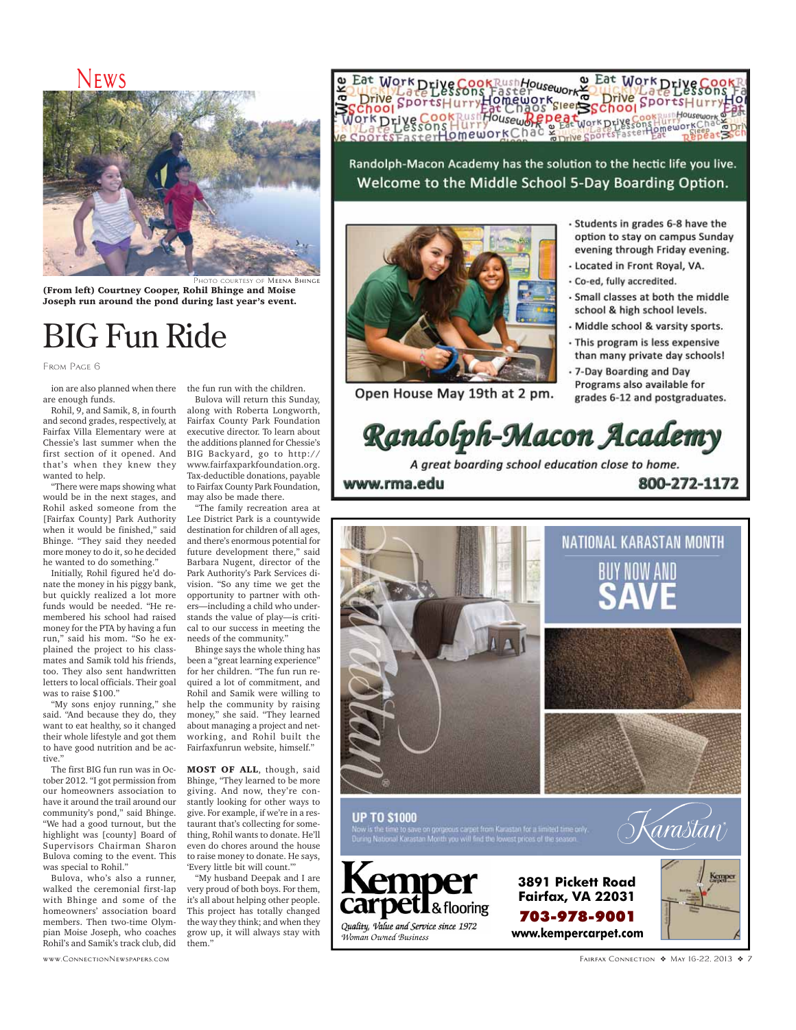# News

Photo courtesy of Meena Bhinge

**(From left) Courtney Cooper, Rohil Bhinge and Moise Joseph run around the pond during last year's event.**

# BIG Fun Ride

From Page 6

ion are also planned when there are enough funds.

Rohil, 9, and Samik, 8, in fourth and second grades, respectively, at Fairfax Villa Elementary were at Chessie's last summer when the first section of it opened. And that's when they knew they wanted to help.

"There were maps showing what would be in the next stages, and Rohil asked someone from the [Fairfax County] Park Authority when it would be finished," said Bhinge. "They said they needed more money to do it, so he decided he wanted to do something."

Initially, Rohil figured he'd donate the money in his piggy bank, but quickly realized a lot more funds would be needed. "He remembered his school had raised money for the PTA by having a fun run," said his mom. "So he explained the project to his classmates and Samik told his friends, too. They also sent handwritten letters to local officials. Their goal was to raise $100."

"My sons enjoy running," she said. "And because they do, they want to eat healthy, so it changed their whole lifestyle and got them to have good nutrition and be active."

The first BIG fun run was in October 2012. "I got permission from our homeowners association to have it around the trail around our community's pond," said Bhinge. "We had a good turnout, but the highlight was [county] Board of Supervisors Chairman Sharon Bulova coming to the event. This was special to Rohil."

Bulova, who's also a runner, walked the ceremonial first-lap with Bhinge and some of the homeowners' association board members. Then two-time Olympian Moise Joseph, who coaches Rohil's and Samik's track club, did the fun run with the children.

Bulova will return this Sunday, along with Roberta Longworth, Fairfax County Park Foundation executive director. To learn about the additions planned for Chessie's BIG Backyard, go to http://www.fairfaxparkfoundation.org. Tax-deductible donations, payable to Fairfax County Park Foundation, may also be made there.

"The family recreation area at Lee District Park is a countywide destination for children of all ages, and there's enormous potential for future development there," said Barbara Nugent, director of the Park Authority's Park Services division. "So any time we get the opportunity to partner with others—including a child who understands the value of play—is critical to our success in meeting the needs of the community."

Bhinge says the whole thing has been a "great learning experience" for her children. "The fun run required a lot of commitment, and Rohil and Samik were willing to help the community by raising money," she said. "They learned about managing a project and networking, and Rohil built the Fairfaxfunrun website, himself."

**MOST OF ALL**, though, said Bhinge, "They learned to be more giving. And now, they're constantly looking for other ways to give. For example, if we're in a restaurant that's collecting for something, Rohil wants to donate. He'll even do chores around the house to raise money to donate. He says, 'Every little bit will count.'"

"My husband Deepak and I are very proud of both boys. For them, it's all about helping other people. This project has totally changed the way they think; and when they grow up, it will always stay with them."

---

Randolph-Macon Academy has the solution to the hectic life you live.

**Welcome to the Middle School 5-Day Boarding Option.**

- Students in grades 6-8 have the option to stay on campus Sunday evening through Friday evening.
- Located in Front Royal, VA.
- Co-ed, fully accredited.
- Small classes at both the middle school & high school levels.
- Middle school & varsity sports.
- This program is less expensive than many private day schools!
- 7-Day Boarding and Day Programs also available for grades 6-12 and postgraduates.

Open House May 19th at 2 pm.

**Randolph-Macon Academy**

*A great boarding school education close to home.*

www.rma.edu 800-272-1172

---

NATIONAL KARASTAN MONTH

BUY NOW AND **SAVE**

**UP TO $1000**

Now is the time to save on gorgeous carpet from Karastan for a limited time only. During National Karastan Month you will find the lowest prices of the season.

Karastan

**Kemper carpet & flooring**

*Quality, Value and Service since 1972*
*Woman Owned Business*

**3891 Pickett Road**
**Fairfax, VA 22031**
**703-978-9001**
**www.kempercarpet.com**